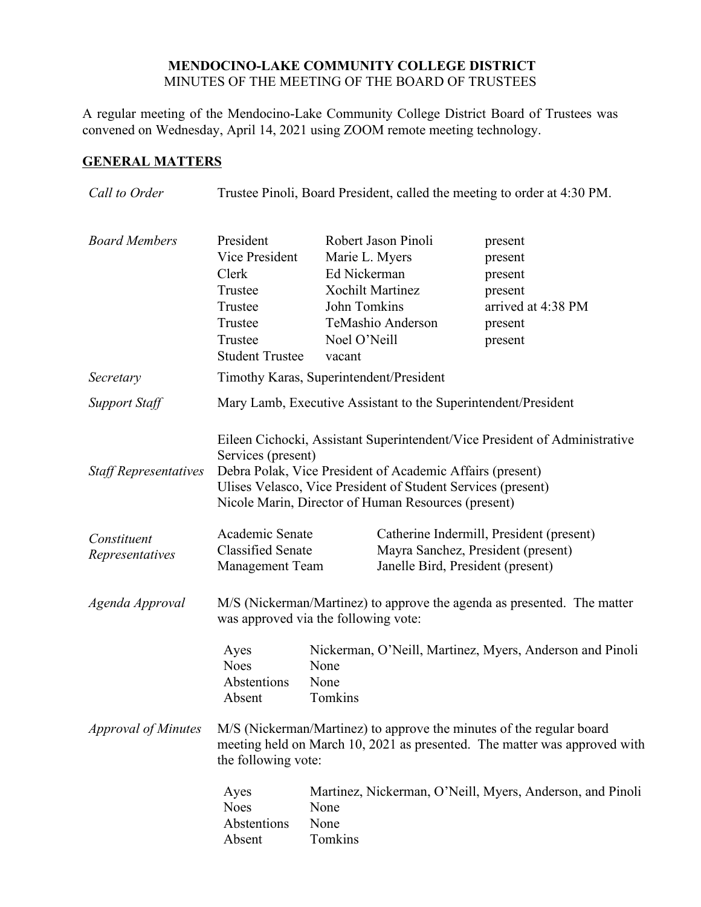**MENDOCINO-LAKE COMMUNITY COLLEGE DISTRICT**
MINUTES OF THE MEETING OF THE BOARD OF TRUSTEES

A regular meeting of the Mendocino-Lake Community College District Board of Trustees was convened on Wednesday, April 14, 2021 using ZOOM remote meeting technology.

## GENERAL MATTERS

*Call to Order*

Trustee Pinoli, Board President, called the meeting to order at 4:30 PM.

*Board Members*

| | | |
|---|---|---|
| President | Robert Jason Pinoli | present |
| Vice President | Marie L. Myers | present |
| Clerk | Ed Nickerman | present |
| Trustee | Xochilt Martinez | present |
| Trustee | John Tomkins | arrived at 4:38 PM |
| Trustee | TeMashio Anderson | present |
| Trustee | Noel O'Neill | present |
| Student Trustee | vacant | |

*Secretary*

Timothy Karas, Superintendent/President

*Support Staff*

Mary Lamb, Executive Assistant to the Superintendent/President

*Staff Representatives*

Eileen Cichocki, Assistant Superintendent/Vice President of Administrative Services (present)
Debra Polak, Vice President of Academic Affairs (present)
Ulises Velasco, Vice President of Student Services (present)
Nicole Marin, Director of Human Resources (present)

*Constituent Representatives*

| | |
|---|---|
| Academic Senate | Catherine Indermill, President (present) |
| Classified Senate | Mayra Sanchez, President (present) |
| Management Team | Janelle Bird, President (present) |

*Agenda Approval*

M/S (Nickerman/Martinez) to approve the agenda as presented. The matter was approved via the following vote:

| | |
|---|---|
| Ayes | Nickerman, O'Neill, Martinez, Myers, Anderson and Pinoli |
| Noes | None |
| Abstentions | None |
| Absent | Tomkins |

*Approval of Minutes*

M/S (Nickerman/Martinez) to approve the minutes of the regular board meeting held on March 10, 2021 as presented. The matter was approved with the following vote:

| | |
|---|---|
| Ayes | Martinez, Nickerman, O'Neill, Myers, Anderson, and Pinoli |
| Noes | None |
| Abstentions | None |
| Absent | Tomkins |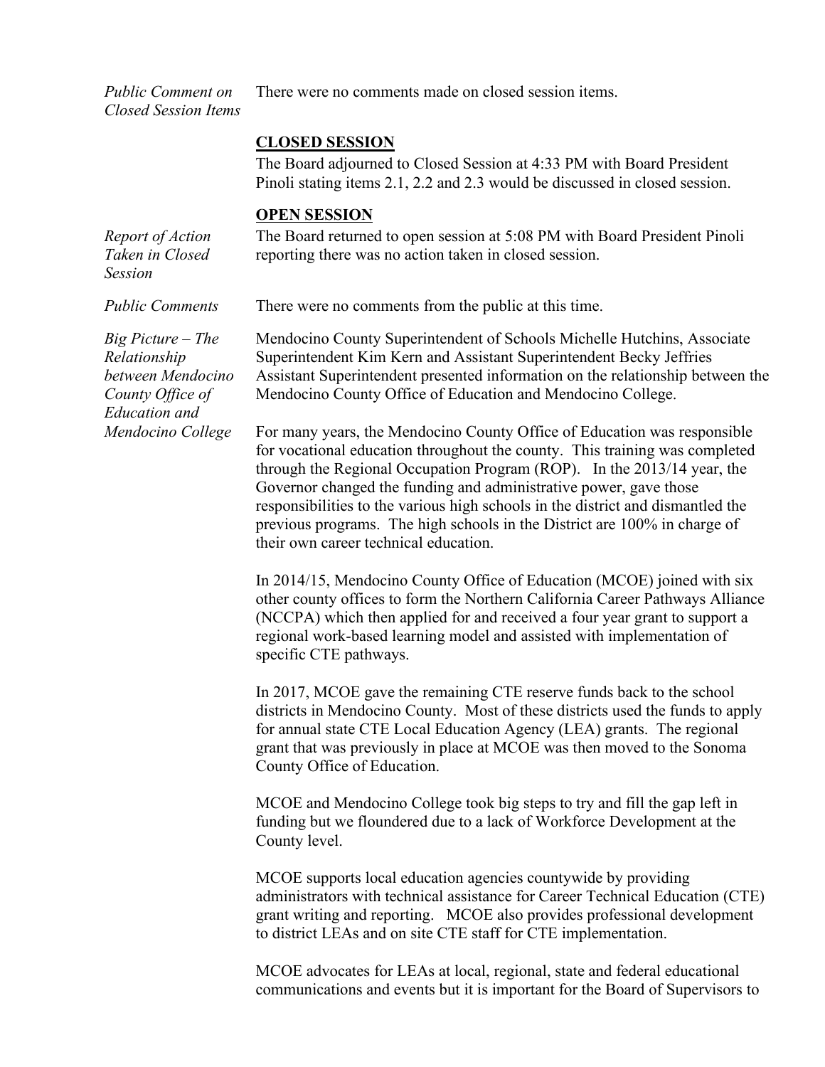*Public Comment on Closed Session Items*

There were no comments made on closed session items.

**CLOSED SESSION**

The Board adjourned to Closed Session at 4:33 PM with Board President Pinoli stating items 2.1, 2.2 and 2.3 would be discussed in closed session.

**OPEN SESSION**

*Report of Action Taken in Closed Session*

The Board returned to open session at 5:08 PM with Board President Pinoli reporting there was no action taken in closed session.

*Public Comments*

There were no comments from the public at this time.

*Big Picture – The Relationship between Mendocino County Office of Education and Mendocino College*

Mendocino County Superintendent of Schools Michelle Hutchins, Associate Superintendent Kim Kern and Assistant Superintendent Becky Jeffries Assistant Superintendent presented information on the relationship between the Mendocino County Office of Education and Mendocino College.

For many years, the Mendocino County Office of Education was responsible for vocational education throughout the county. This training was completed through the Regional Occupation Program (ROP). In the 2013/14 year, the Governor changed the funding and administrative power, gave those responsibilities to the various high schools in the district and dismantled the previous programs. The high schools in the District are 100% in charge of their own career technical education.

In 2014/15, Mendocino County Office of Education (MCOE) joined with six other county offices to form the Northern California Career Pathways Alliance (NCCPA) which then applied for and received a four year grant to support a regional work-based learning model and assisted with implementation of specific CTE pathways.

In 2017, MCOE gave the remaining CTE reserve funds back to the school districts in Mendocino County. Most of these districts used the funds to apply for annual state CTE Local Education Agency (LEA) grants. The regional grant that was previously in place at MCOE was then moved to the Sonoma County Office of Education.

MCOE and Mendocino College took big steps to try and fill the gap left in funding but we floundered due to a lack of Workforce Development at the County level.

MCOE supports local education agencies countywide by providing administrators with technical assistance for Career Technical Education (CTE) grant writing and reporting. MCOE also provides professional development to district LEAs and on site CTE staff for CTE implementation.

MCOE advocates for LEAs at local, regional, state and federal educational communications and events but it is important for the Board of Supervisors to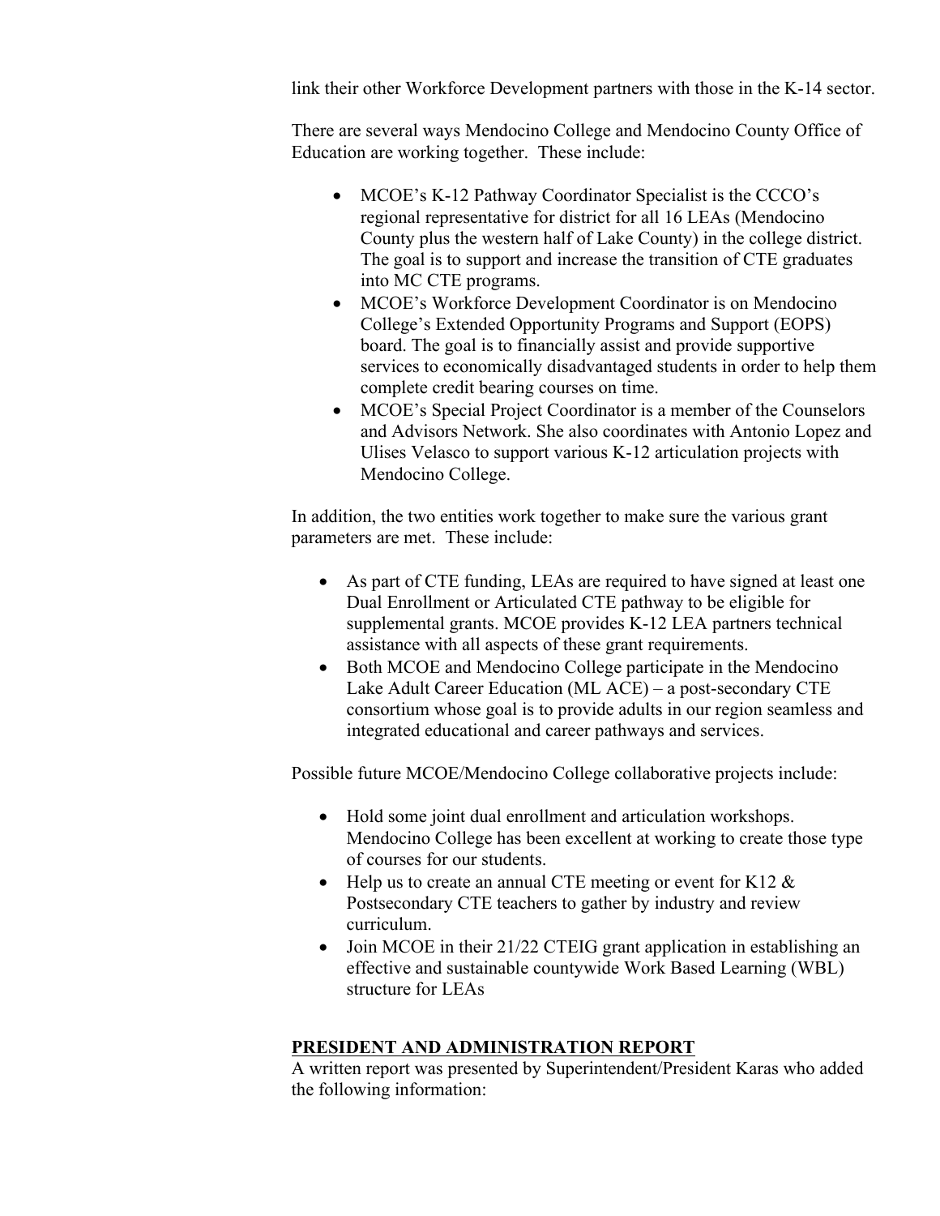link their other Workforce Development partners with those in the K-14 sector.

There are several ways Mendocino College and Mendocino County Office of Education are working together. These include:

- MCOE's K-12 Pathway Coordinator Specialist is the CCCO's regional representative for district for all 16 LEAs (Mendocino County plus the western half of Lake County) in the college district. The goal is to support and increase the transition of CTE graduates into MC CTE programs.
- MCOE's Workforce Development Coordinator is on Mendocino College's Extended Opportunity Programs and Support (EOPS) board. The goal is to financially assist and provide supportive services to economically disadvantaged students in order to help them complete credit bearing courses on time.
- MCOE's Special Project Coordinator is a member of the Counselors and Advisors Network. She also coordinates with Antonio Lopez and Ulises Velasco to support various K-12 articulation projects with Mendocino College.

In addition, the two entities work together to make sure the various grant parameters are met. These include:

- As part of CTE funding, LEAs are required to have signed at least one Dual Enrollment or Articulated CTE pathway to be eligible for supplemental grants. MCOE provides K-12 LEA partners technical assistance with all aspects of these grant requirements.
- Both MCOE and Mendocino College participate in the Mendocino Lake Adult Career Education (ML ACE) – a post-secondary CTE consortium whose goal is to provide adults in our region seamless and integrated educational and career pathways and services.

Possible future MCOE/Mendocino College collaborative projects include:

- Hold some joint dual enrollment and articulation workshops. Mendocino College has been excellent at working to create those type of courses for our students.
- Help us to create an annual CTE meeting or event for K12 & Postsecondary CTE teachers to gather by industry and review curriculum.
- Join MCOE in their 21/22 CTEIG grant application in establishing an effective and sustainable countywide Work Based Learning (WBL) structure for LEAs

## PRESIDENT AND ADMINISTRATION REPORT

A written report was presented by Superintendent/President Karas who added the following information: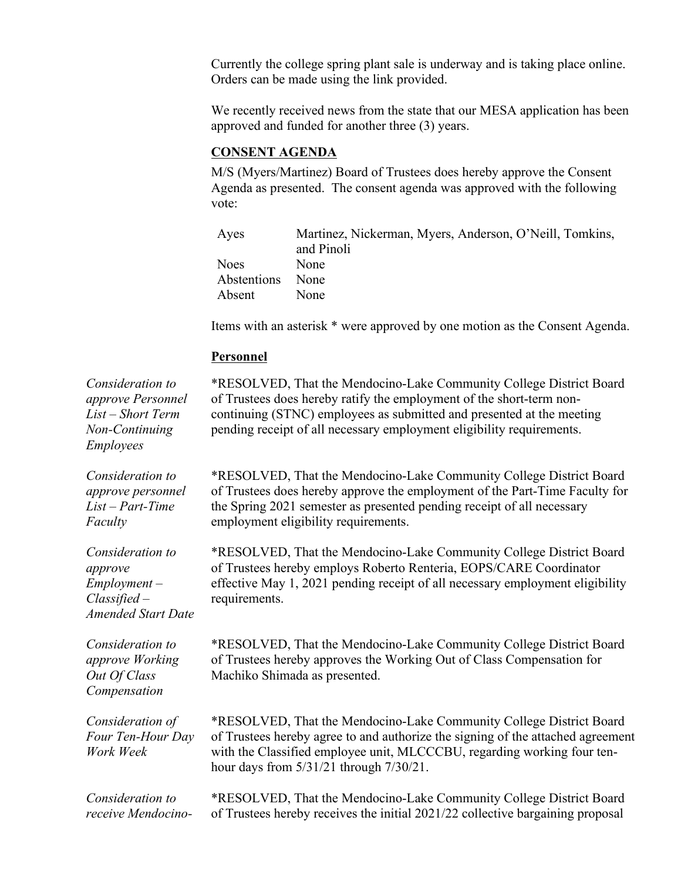Currently the college spring plant sale is underway and is taking place online. Orders can be made using the link provided.

We recently received news from the state that our MESA application has been approved and funded for another three (3) years.

## CONSENT AGENDA

M/S (Myers/Martinez) Board of Trustees does hereby approve the Consent Agenda as presented. The consent agenda was approved with the following vote:

| | |
|---|---|
| Ayes | Martinez, Nickerman, Myers, Anderson, O'Neill, Tomkins, and Pinoli |
| Noes | None |
| Abstentions | None |
| Absent | None |

Items with an asterisk * were approved by one motion as the Consent Agenda.

### Personnel

*Consideration to approve Personnel List – Short Term Non-Continuing Employees*

*RESOLVED, That the Mendocino-Lake Community College District Board of Trustees does hereby ratify the employment of the short-term non-continuing (STNC) employees as submitted and presented at the meeting pending receipt of all necessary employment eligibility requirements.

*Consideration to approve personnel List – Part-Time Faculty*

*RESOLVED, That the Mendocino-Lake Community College District Board of Trustees does hereby approve the employment of the Part-Time Faculty for the Spring 2021 semester as presented pending receipt of all necessary employment eligibility requirements.

*Consideration to approve Employment – Classified – Amended Start Date*

*RESOLVED, That the Mendocino-Lake Community College District Board of Trustees hereby employs Roberto Renteria, EOPS/CARE Coordinator effective May 1, 2021 pending receipt of all necessary employment eligibility requirements.

*Consideration to approve Working Out Of Class Compensation*

*RESOLVED, That the Mendocino-Lake Community College District Board of Trustees hereby approves the Working Out of Class Compensation for Machiko Shimada as presented.

*Consideration of Four Ten-Hour Day Work Week*

*RESOLVED, That the Mendocino-Lake Community College District Board of Trustees hereby agree to and authorize the signing of the attached agreement with the Classified employee unit, MLCCCBU, regarding working four ten-hour days from 5/31/21 through 7/30/21.

*Consideration to receive Mendocino-*

*RESOLVED, That the Mendocino-Lake Community College District Board of Trustees hereby receives the initial 2021/22 collective bargaining proposal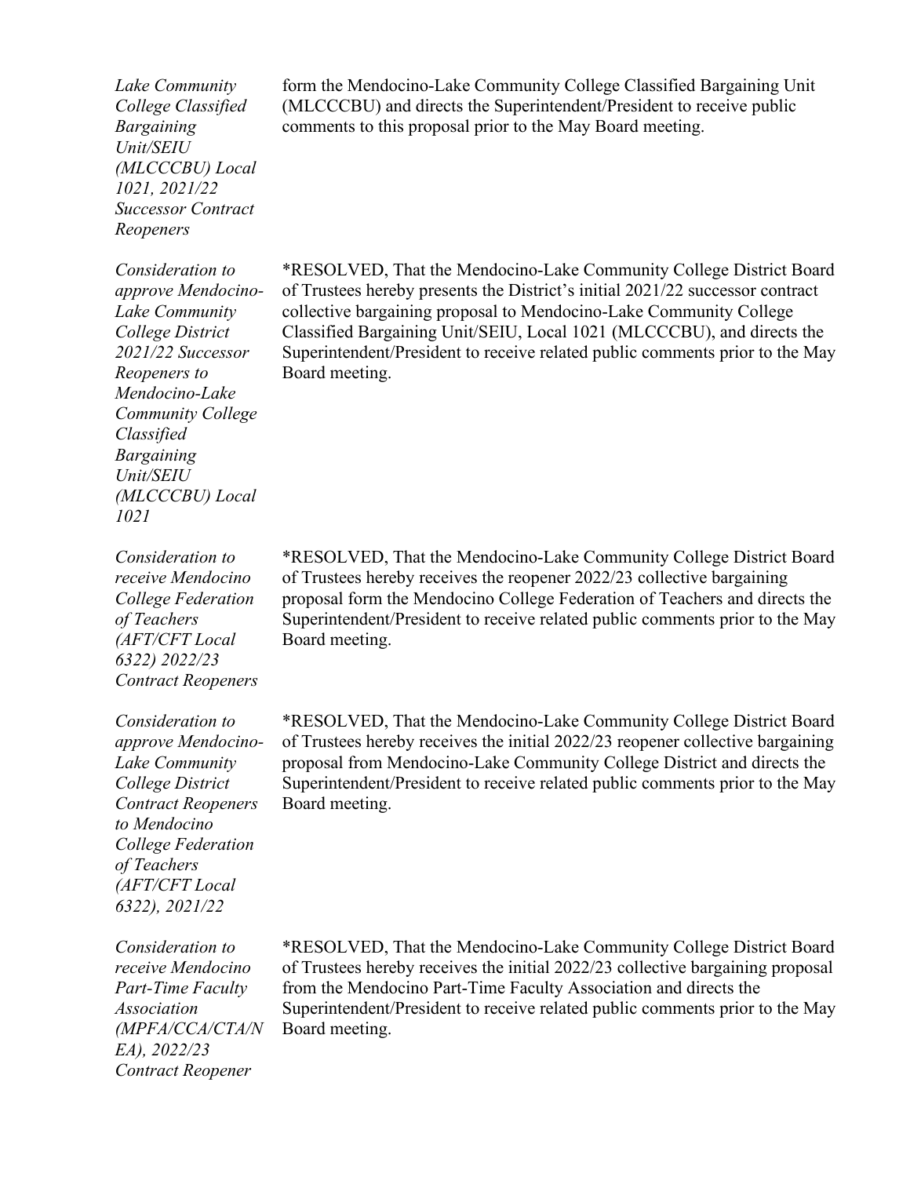| | |
|---|---|
| *Lake Community College Classified Bargaining Unit/SEIU (MLCCCBU) Local 1021, 2021/22 Successor Contract Reopeners* | form the Mendocino-Lake Community College Classified Bargaining Unit (MLCCCBU) and directs the Superintendent/President to receive public comments to this proposal prior to the May Board meeting. |
| *Consideration to approve Mendocino-Lake Community College District 2021/22 Successor Reopeners to Mendocino-Lake Community College Classified Bargaining Unit/SEIU (MLCCCBU) Local 1021* | *RESOLVED, That the Mendocino-Lake Community College District Board of Trustees hereby presents the District's initial 2021/22 successor contract collective bargaining proposal to Mendocino-Lake Community College Classified Bargaining Unit/SEIU, Local 1021 (MLCCCBU), and directs the Superintendent/President to receive related public comments prior to the May Board meeting. |
| *Consideration to receive Mendocino College Federation of Teachers (AFT/CFT Local 6322) 2022/23 Contract Reopeners* | *RESOLVED, That the Mendocino-Lake Community College District Board of Trustees hereby receives the reopener 2022/23 collective bargaining proposal form the Mendocino College Federation of Teachers and directs the Superintendent/President to receive related public comments prior to the May Board meeting. |
| *Consideration to approve Mendocino-Lake Community College District Contract Reopeners to Mendocino College Federation of Teachers (AFT/CFT Local 6322), 2021/22* | *RESOLVED, That the Mendocino-Lake Community College District Board of Trustees hereby receives the initial 2022/23 reopener collective bargaining proposal from Mendocino-Lake Community College District and directs the Superintendent/President to receive related public comments prior to the May Board meeting. |
| *Consideration to receive Mendocino Part-Time Faculty Association (MPFA/CCA/CTA/NEA), 2022/23 Contract Reopener* | *RESOLVED, That the Mendocino-Lake Community College District Board of Trustees hereby receives the initial 2022/23 collective bargaining proposal from the Mendocino Part-Time Faculty Association and directs the Superintendent/President to receive related public comments prior to the May Board meeting. |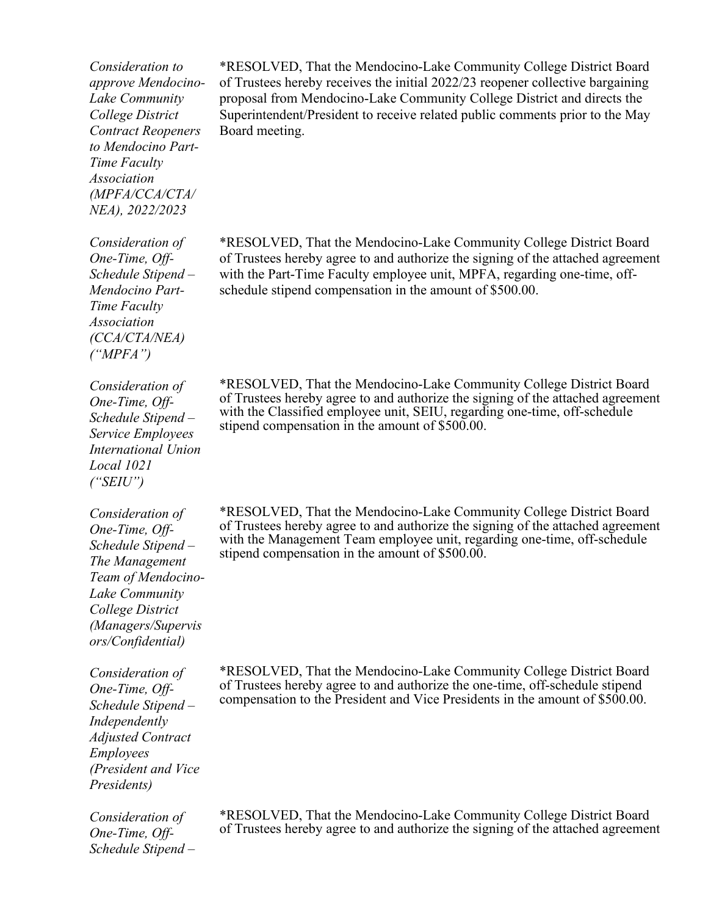| | |
|---|---|
| *Consideration to approve Mendocino-Lake Community College District Contract Reopeners to Mendocino Part-Time Faculty Association (MPFA/CCA/CTA/NEA), 2022/2023* | *RESOLVED, That the Mendocino-Lake Community College District Board of Trustees hereby receives the initial 2022/23 reopener collective bargaining proposal from Mendocino-Lake Community College District and directs the Superintendent/President to receive related public comments prior to the May Board meeting. |
| *Consideration of One-Time, Off-Schedule Stipend – Mendocino Part-Time Faculty Association (CCA/CTA/NEA) ("MPFA")* | *RESOLVED, That the Mendocino-Lake Community College District Board of Trustees hereby agree to and authorize the signing of the attached agreement with the Part-Time Faculty employee unit, MPFA, regarding one-time, off-schedule stipend compensation in the amount of $500.00. |
| *Consideration of One-Time, Off-Schedule Stipend – Service Employees International Union Local 1021 ("SEIU")* | *RESOLVED, That the Mendocino-Lake Community College District Board of Trustees hereby agree to and authorize the signing of the attached agreement with the Classified employee unit, SEIU, regarding one-time, off-schedule stipend compensation in the amount of $500.00. |
| *Consideration of One-Time, Off-Schedule Stipend – The Management Team of Mendocino-Lake Community College District (Managers/Supervisors/Confidential)* | *RESOLVED, That the Mendocino-Lake Community College District Board of Trustees hereby agree to and authorize the signing of the attached agreement with the Management Team employee unit, regarding one-time, off-schedule stipend compensation in the amount of $500.00. |
| *Consideration of One-Time, Off-Schedule Stipend – Independently Adjusted Contract Employees (President and Vice Presidents)* | *RESOLVED, That the Mendocino-Lake Community College District Board of Trustees hereby agree to and authorize the one-time, off-schedule stipend compensation to the President and Vice Presidents in the amount of $500.00. |
| *Consideration of One-Time, Off-Schedule Stipend –* | *RESOLVED, That the Mendocino-Lake Community College District Board of Trustees hereby agree to and authorize the signing of the attached agreement |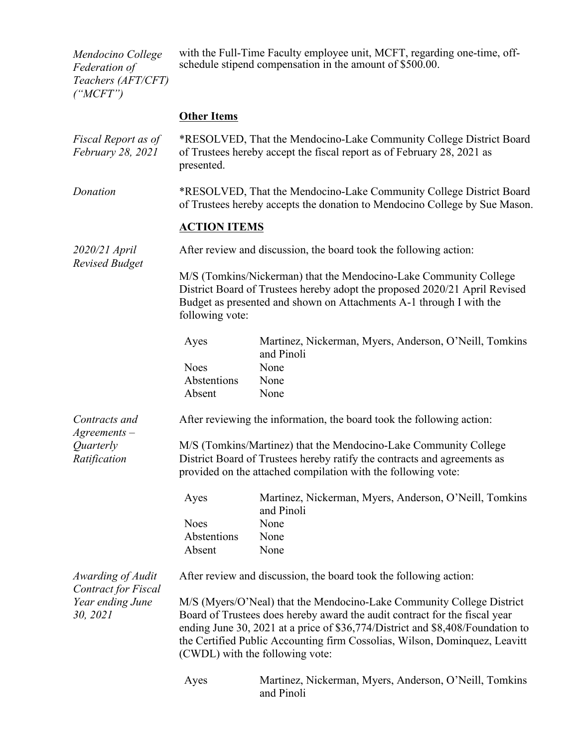*Mendocino College Federation of Teachers (AFT/CFT) ("MCFT")*

with the Full-Time Faculty employee unit, MCFT, regarding one-time, off-schedule stipend compensation in the amount of $500.00.

**Other Items**

*Fiscal Report as of February 28, 2021*

*RESOLVED, That the Mendocino-Lake Community College District Board of Trustees hereby accept the fiscal report as of February 28, 2021 as presented.

*Donation*

*RESOLVED, That the Mendocino-Lake Community College District Board of Trustees hereby accepts the donation to Mendocino College by Sue Mason.

**ACTION ITEMS**

*2020/21 April Revised Budget*

After review and discussion, the board took the following action:

M/S (Tomkins/Nickerman) that the Mendocino-Lake Community College District Board of Trustees hereby adopt the proposed 2020/21 April Revised Budget as presented and shown on Attachments A-1 through I with the following vote:

| | |
|---|---|
| Ayes | Martinez, Nickerman, Myers, Anderson, O'Neill, Tomkins and Pinoli |
| Noes | None |
| Abstentions | None |
| Absent | None |

*Contracts and Agreements – Quarterly Ratification*

After reviewing the information, the board took the following action:

M/S (Tomkins/Martinez) that the Mendocino-Lake Community College District Board of Trustees hereby ratify the contracts and agreements as provided on the attached compilation with the following vote:

| | |
|---|---|
| Ayes | Martinez, Nickerman, Myers, Anderson, O'Neill, Tomkins and Pinoli |
| Noes | None |
| Abstentions | None |
| Absent | None |

*Awarding of Audit Contract for Fiscal Year ending June 30, 2021*

After review and discussion, the board took the following action:

M/S (Myers/O'Neal) that the Mendocino-Lake Community College District Board of Trustees does hereby award the audit contract for the fiscal year ending June 30, 2021 at a price of $36,774/District and $8,408/Foundation to the Certified Public Accounting firm Cossolias, Wilson, Dominquez, Leavitt (CWDL) with the following vote:

| | |
|---|---|
| Ayes | Martinez, Nickerman, Myers, Anderson, O'Neill, Tomkins and Pinoli |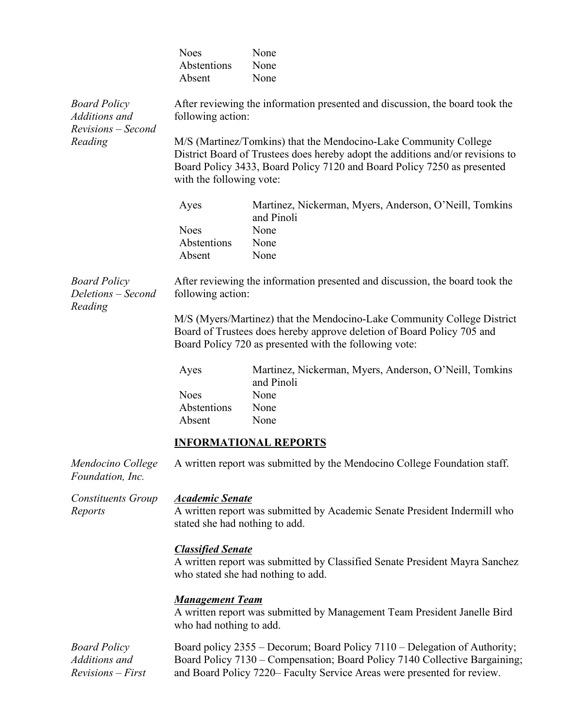| | |
|---|---|
| Noes | None |
| Abstentions | None |
| Absent | None |

*Board Policy Additions and Revisions – Second Reading*

After reviewing the information presented and discussion, the board took the following action:

M/S (Martinez/Tomkins) that the Mendocino-Lake Community College District Board of Trustees does hereby adopt the additions and/or revisions to Board Policy 3433, Board Policy 7120 and Board Policy 7250 as presented with the following vote:

| | |
|---|---|
| Ayes | Martinez, Nickerman, Myers, Anderson, O'Neill, Tomkins and Pinoli |
| Noes | None |
| Abstentions | None |
| Absent | None |

*Board Policy Deletions – Second Reading*

After reviewing the information presented and discussion, the board took the following action:

M/S (Myers/Martinez) that the Mendocino-Lake Community College District Board of Trustees does hereby approve deletion of Board Policy 705 and Board Policy 720 as presented with the following vote:

| | |
|---|---|
| Ayes | Martinez, Nickerman, Myers, Anderson, O'Neill, Tomkins and Pinoli |
| Noes | None |
| Abstentions | None |
| Absent | None |

## INFORMATIONAL REPORTS

*Mendocino College Foundation, Inc.*

A written report was submitted by the Mendocino College Foundation staff.

*Constituents Group Reports*

***Academic Senate***

A written report was submitted by Academic Senate President Indermill who stated she had nothing to add.

***Classified Senate***

A written report was submitted by Classified Senate President Mayra Sanchez who stated she had nothing to add.

***Management Team***

A written report was submitted by Management Team President Janelle Bird who had nothing to add.

*Board Policy Additions and Revisions – First*

Board policy 2355 – Decorum; Board Policy 7110 – Delegation of Authority; Board Policy 7130 – Compensation; Board Policy 7140 Collective Bargaining; and Board Policy 7220– Faculty Service Areas were presented for review.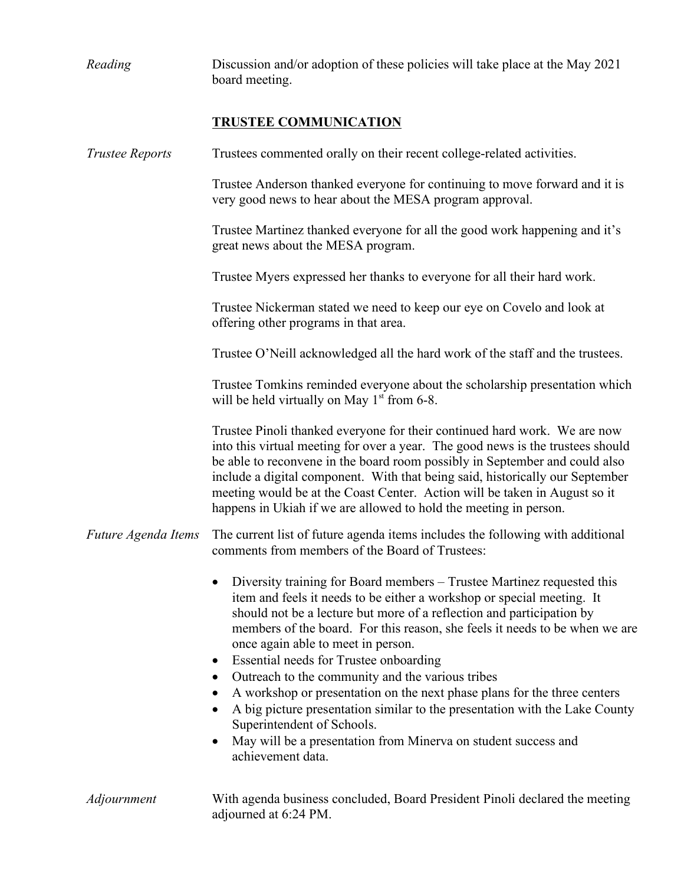*Reading* Discussion and/or adoption of these policies will take place at the May 2021 board meeting.

## TRUSTEE COMMUNICATION

*Trustee Reports* Trustees commented orally on their recent college-related activities.

Trustee Anderson thanked everyone for continuing to move forward and it is very good news to hear about the MESA program approval.

Trustee Martinez thanked everyone for all the good work happening and it's great news about the MESA program.

Trustee Myers expressed her thanks to everyone for all their hard work.

Trustee Nickerman stated we need to keep our eye on Covelo and look at offering other programs in that area.

Trustee O'Neill acknowledged all the hard work of the staff and the trustees.

Trustee Tomkins reminded everyone about the scholarship presentation which will be held virtually on May 1st from 6-8.

Trustee Pinoli thanked everyone for their continued hard work. We are now into this virtual meeting for over a year. The good news is the trustees should be able to reconvene in the board room possibly in September and could also include a digital component. With that being said, historically our September meeting would be at the Coast Center. Action will be taken in August so it happens in Ukiah if we are allowed to hold the meeting in person.

*Future Agenda Items* The current list of future agenda items includes the following with additional comments from members of the Board of Trustees:

- Diversity training for Board members – Trustee Martinez requested this item and feels it needs to be either a workshop or special meeting. It should not be a lecture but more of a reflection and participation by members of the board. For this reason, she feels it needs to be when we are once again able to meet in person.
- Essential needs for Trustee onboarding
- Outreach to the community and the various tribes
- A workshop or presentation on the next phase plans for the three centers
- A big picture presentation similar to the presentation with the Lake County Superintendent of Schools.
- May will be a presentation from Minerva on student success and achievement data.

*Adjournment* With agenda business concluded, Board President Pinoli declared the meeting adjourned at 6:24 PM.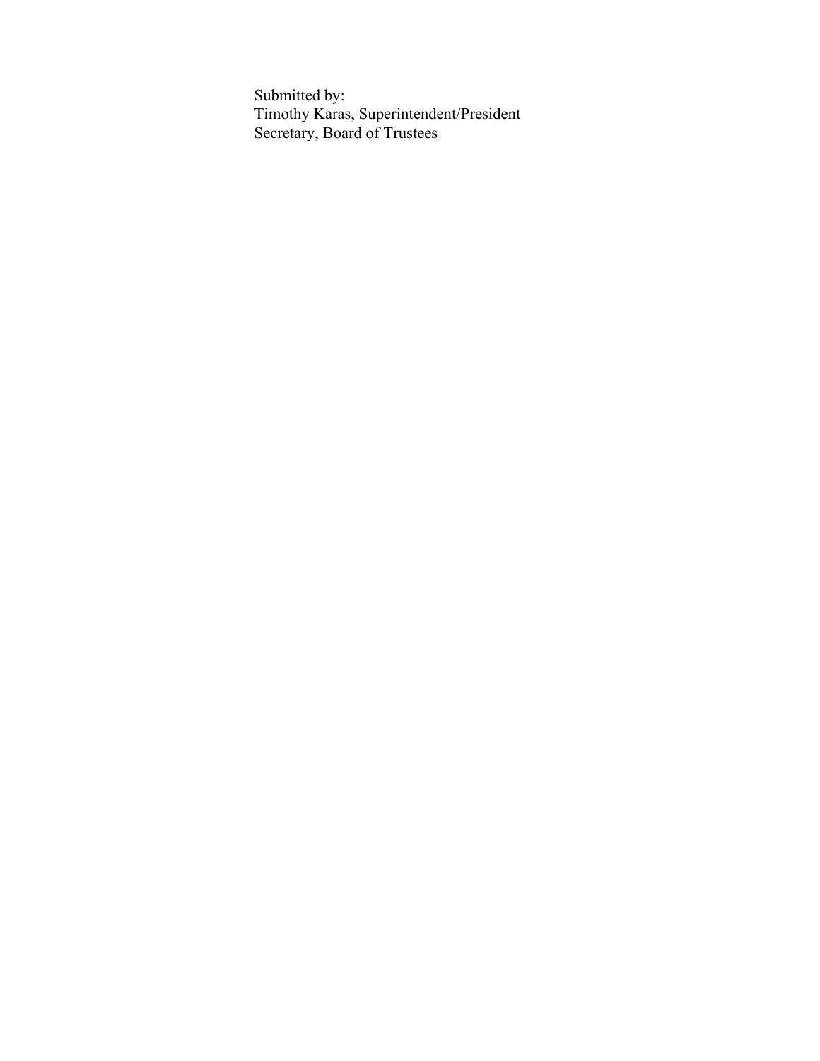Submitted by:
Timothy Karas, Superintendent/President
Secretary, Board of Trustees